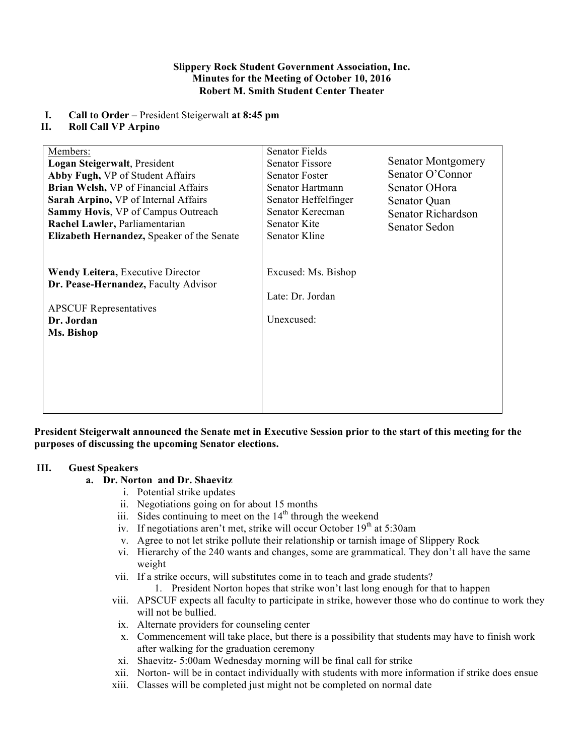**Slippery Rock Student Government Association, Inc.**
**Minutes for the Meeting of October 10, 2016**
**Robert M. Smith Student Center Theater**

I. **Call to Order –** President Steigerwalt **at 8:45 pm**
II. **Roll Call VP Arpino**

| Members: | | |
|---|---|---|
| **Logan Steigerwalt**, President | Senator Fields | Senator Montgomery |
| **Abby Fugh,** VP of Student Affairs | Senator Fissore | Senator O'Connor |
| **Brian Welsh,** VP of Financial Affairs | Senator Foster | Senator OHora |
| **Sarah Arpino,** VP of Internal Affairs | Senator Hartmann | Senator Quan |
| **Sammy Hovis**, VP of Campus Outreach | Senator Heffelfinger | Senator Richardson |
| **Rachel Lawler,** Parliamentarian | Senator Kerecman | Senator Sedon |
| **Elizabeth Hernandez,** Speaker of the Senate | Senator Kite | |
| | Senator Kline | |
| **Wendy Leitera,** Executive Director | Excused: Ms. Bishop | |
| **Dr. Pease-Hernandez,** Faculty Advisor | Late: Dr. Jordan | |
| APSCUF Representatives | Unexcused: | |
| **Dr. Jordan** | | |
| **Ms. Bishop** | | |

**President Steigerwalt announced the Senate met in Executive Session prior to the start of this meeting for the purposes of discussing the upcoming Senator elections.**

III. **Guest Speakers**
   a. **Dr. Norton and Dr. Shaevitz**
      i. Potential strike updates
      ii. Negotiations going on for about 15 months
      iii. Sides continuing to meet on the 14th through the weekend
      iv. If negotiations aren't met, strike will occur October 19th at 5:30am
      v. Agree to not let strike pollute their relationship or tarnish image of Slippery Rock
      vi. Hierarchy of the 240 wants and changes, some are grammatical. They don't all have the same weight
      vii. If a strike occurs, will substitutes come in to teach and grade students?
         1. President Norton hopes that strike won't last long enough for that to happen
      viii. APSCUF expects all faculty to participate in strike, however those who do continue to work they will not be bullied.
      ix. Alternate providers for counseling center
      x. Commencement will take place, but there is a possibility that students may have to finish work after walking for the graduation ceremony
      xi. Shaevitz- 5:00am Wednesday morning will be final call for strike
      xii. Norton- will be in contact individually with students with more information if strike does ensue
      xiii. Classes will be completed just might not be completed on normal date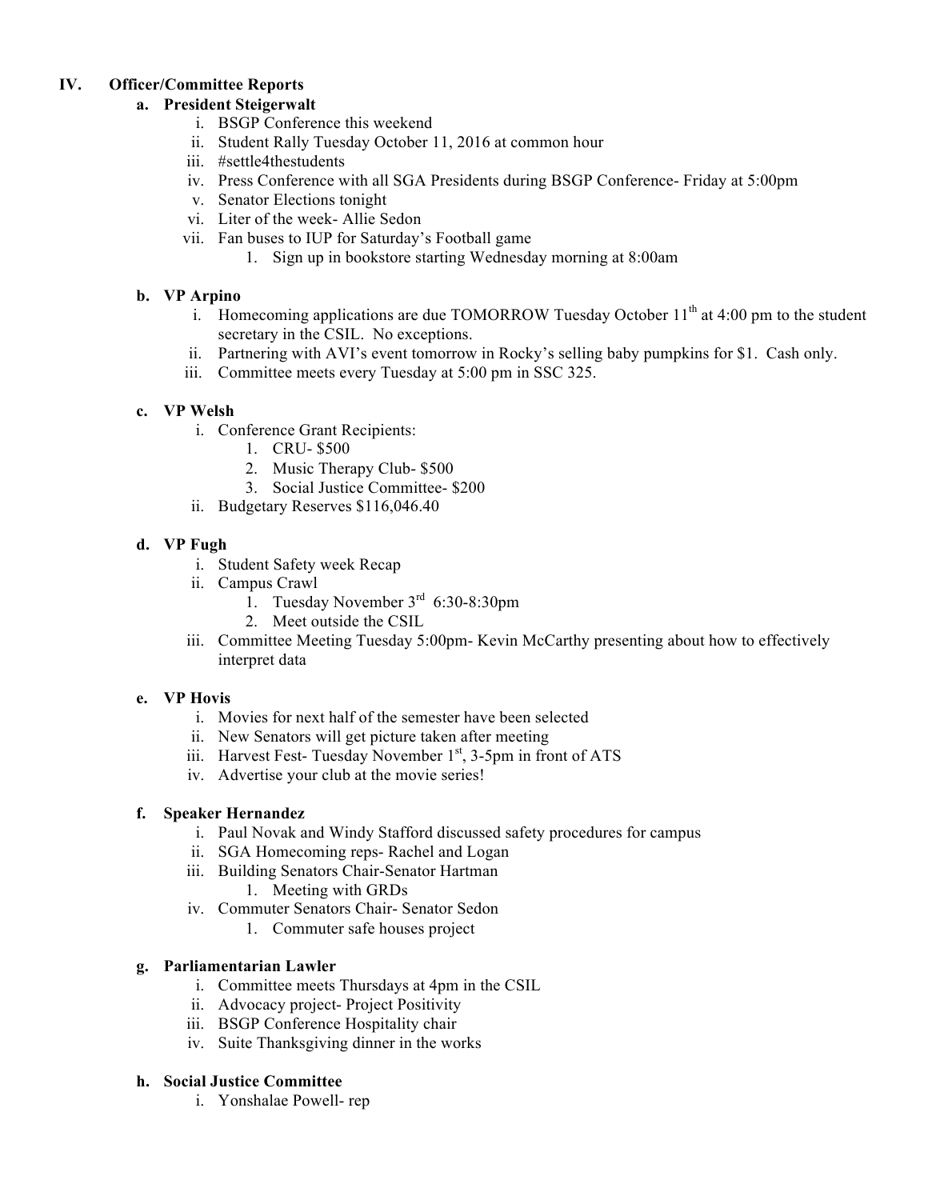## IV. Officer/Committee Reports

### a. President Steigerwalt

i. BSGP Conference this weekend
ii. Student Rally Tuesday October 11, 2016 at common hour
iii. #settle4thestudents
iv. Press Conference with all SGA Presidents during BSGP Conference- Friday at 5:00pm
v. Senator Elections tonight
vi. Liter of the week- Allie Sedon
vii. Fan buses to IUP for Saturday's Football game
   1. Sign up in bookstore starting Wednesday morning at 8:00am

### b. VP Arpino

i. Homecoming applications are due TOMORROW Tuesday October 11th at 4:00 pm to the student secretary in the CSIL. No exceptions.
ii. Partnering with AVI's event tomorrow in Rocky's selling baby pumpkins for $1. Cash only.
iii. Committee meets every Tuesday at 5:00 pm in SSC 325.

### c. VP Welsh

i. Conference Grant Recipients:
   1. CRU- $500
   2. Music Therapy Club- $500
   3. Social Justice Committee- $200
ii. Budgetary Reserves $116,046.40

### d. VP Fugh

i. Student Safety week Recap
ii. Campus Crawl
   1. Tuesday November 3rd 6:30-8:30pm
   2. Meet outside the CSIL
iii. Committee Meeting Tuesday 5:00pm- Kevin McCarthy presenting about how to effectively interpret data

### e. VP Hovis

i. Movies for next half of the semester have been selected
ii. New Senators will get picture taken after meeting
iii. Harvest Fest- Tuesday November 1st, 3-5pm in front of ATS
iv. Advertise your club at the movie series!

### f. Speaker Hernandez

i. Paul Novak and Windy Stafford discussed safety procedures for campus
ii. SGA Homecoming reps- Rachel and Logan
iii. Building Senators Chair-Senator Hartman
   1. Meeting with GRDs
iv. Commuter Senators Chair- Senator Sedon
   1. Commuter safe houses project

### g. Parliamentarian Lawler

i. Committee meets Thursdays at 4pm in the CSIL
ii. Advocacy project- Project Positivity
iii. BSGP Conference Hospitality chair
iv. Suite Thanksgiving dinner in the works

### h. Social Justice Committee

i. Yonshalae Powell- rep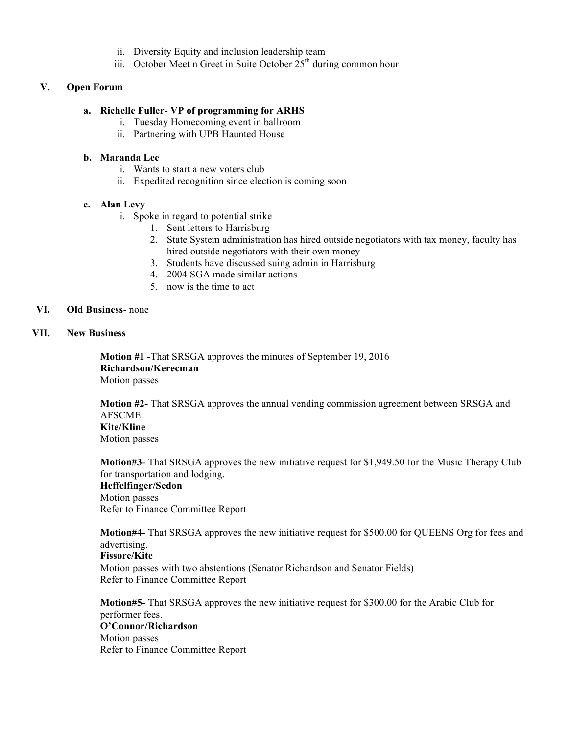ii. Diversity Equity and inclusion leadership team
iii. October Meet n Greet in Suite October 25th during common hour

## V. Open Forum

### a. Richelle Fuller- VP of programming for ARHS

i. Tuesday Homecoming event in ballroom
ii. Partnering with UPB Haunted House

### b. Maranda Lee

i. Wants to start a new voters club
ii. Expedited recognition since election is coming soon

### c. Alan Levy

i. Spoke in regard to potential strike
   1. Sent letters to Harrisburg
   2. State System administration has hired outside negotiators with tax money, faculty has hired outside negotiators with their own money
   3. Students have discussed suing admin in Harrisburg
   4. 2004 SGA made similar actions
   5. now is the time to act

## VI. Old Business- none

## VII. New Business

**Motion #1 -**That SRSGA approves the minutes of September 19, 2016
**Richardson/Kerecman**
Motion passes

**Motion #2-** That SRSGA approves the annual vending commission agreement between SRSGA and AFSCME.
**Kite/Kline**
Motion passes

**Motion#3**- That SRSGA approves the new initiative request for $1,949.50 for the Music Therapy Club for transportation and lodging.
**Heffelfinger/Sedon**
Motion passes
Refer to Finance Committee Report

**Motion#4**- That SRSGA approves the new initiative request for $500.00 for QUEENS Org for fees and advertising.
**Fissore/Kite**
Motion passes with two abstentions (Senator Richardson and Senator Fields)
Refer to Finance Committee Report

**Motion#5**- That SRSGA approves the new initiative request for $300.00 for the Arabic Club for performer fees.
**O'Connor/Richardson**
Motion passes
Refer to Finance Committee Report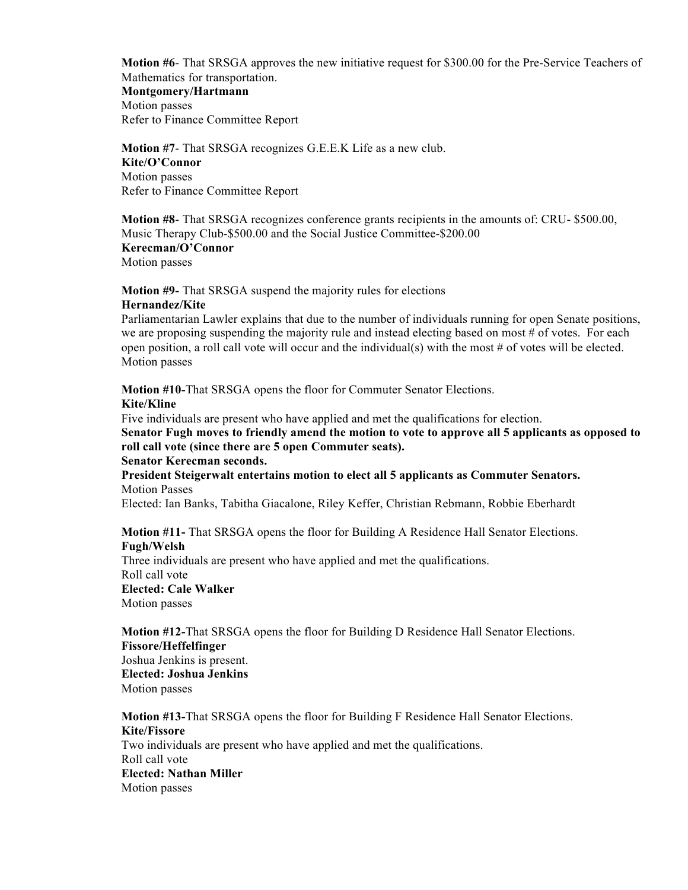**Motion #6**- That SRSGA approves the new initiative request for $300.00 for the Pre-Service Teachers of Mathematics for transportation.
**Montgomery/Hartmann**
Motion passes
Refer to Finance Committee Report

**Motion #7**- That SRSGA recognizes G.E.E.K Life as a new club.
**Kite/O'Connor**
Motion passes
Refer to Finance Committee Report

**Motion #8**- That SRSGA recognizes conference grants recipients in the amounts of: CRU- $500.00, Music Therapy Club-$500.00 and the Social Justice Committee-$200.00
**Kerecman/O'Connor**
Motion passes

**Motion #9-** That SRSGA suspend the majority rules for elections
**Hernandez/Kite**
Parliamentarian Lawler explains that due to the number of individuals running for open Senate positions, we are proposing suspending the majority rule and instead electing based on most # of votes. For each open position, a roll call vote will occur and the individual(s) with the most # of votes will be elected.
Motion passes

**Motion #10-**That SRSGA opens the floor for Commuter Senator Elections.
**Kite/Kline**
Five individuals are present who have applied and met the qualifications for election.
**Senator Fugh moves to friendly amend the motion to vote to approve all 5 applicants as opposed to roll call vote (since there are 5 open Commuter seats).**
**Senator Kerecman seconds.**
**President Steigerwalt entertains motion to elect all 5 applicants as Commuter Senators.**
Motion Passes
Elected: Ian Banks, Tabitha Giacalone, Riley Keffer, Christian Rebmann, Robbie Eberhardt

**Motion #11-** That SRSGA opens the floor for Building A Residence Hall Senator Elections.
**Fugh/Welsh**
Three individuals are present who have applied and met the qualifications.
Roll call vote
**Elected: Cale Walker**
Motion passes

**Motion #12-**That SRSGA opens the floor for Building D Residence Hall Senator Elections.
**Fissore/Heffelfinger**
Joshua Jenkins is present.
**Elected: Joshua Jenkins**
Motion passes

**Motion #13-**That SRSGA opens the floor for Building F Residence Hall Senator Elections.
**Kite/Fissore**
Two individuals are present who have applied and met the qualifications.
Roll call vote
**Elected: Nathan Miller**
Motion passes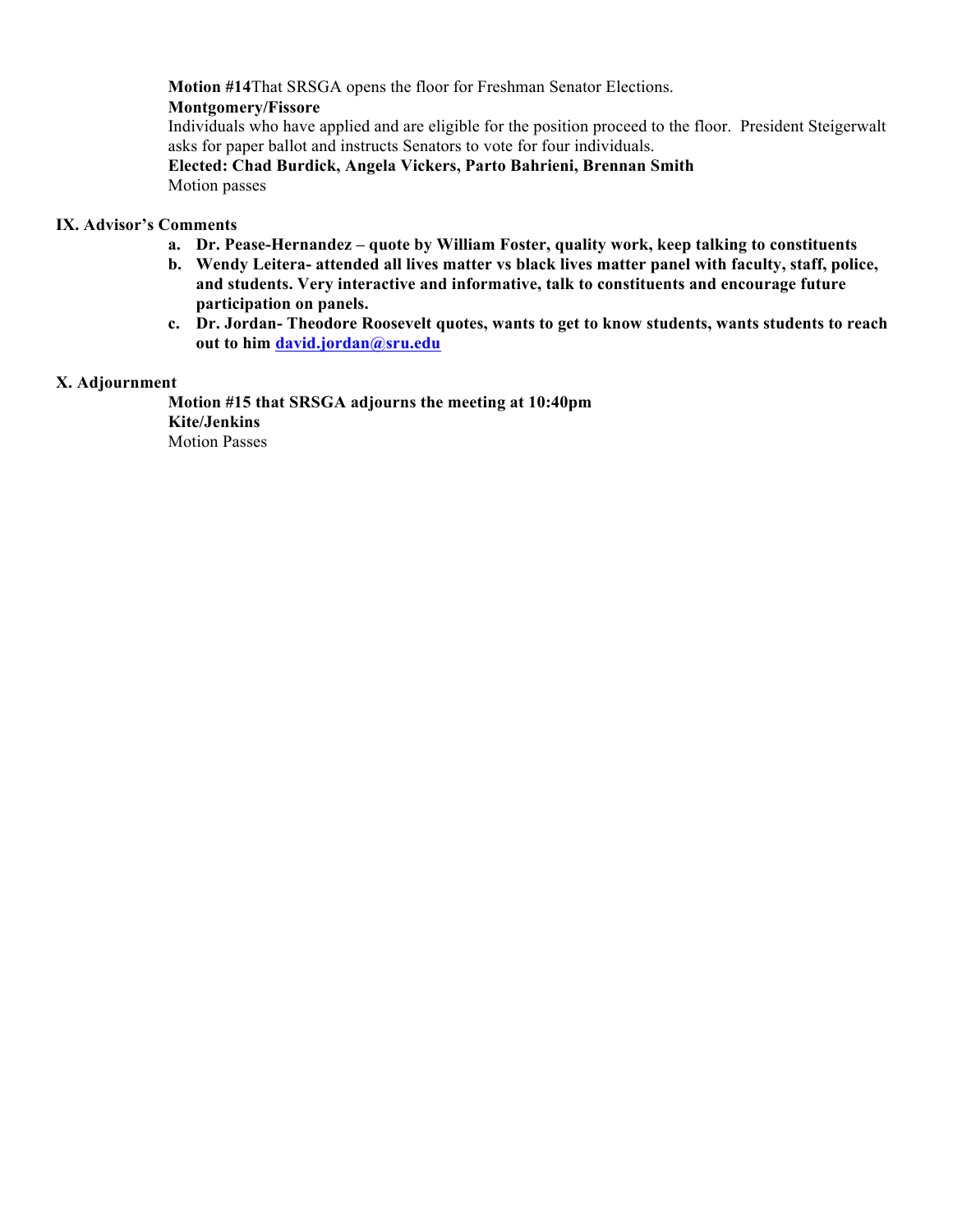**Motion #14**That SRSGA opens the floor for Freshman Senator Elections.
**Montgomery/Fissore**
Individuals who have applied and are eligible for the position proceed to the floor. President Steigerwalt asks for paper ballot and instructs Senators to vote for four individuals.
**Elected: Chad Burdick, Angela Vickers, Parto Bahrieni, Brennan Smith**
Motion passes

## IX. Advisor's Comments

a. **Dr. Pease-Hernandez – quote by William Foster, quality work, keep talking to constituents**
b. **Wendy Leitera- attended all lives matter vs black lives matter panel with faculty, staff, police, and students. Very interactive and informative, talk to constituents and encourage future participation on panels.**
c. **Dr. Jordan- Theodore Roosevelt quotes, wants to get to know students, wants students to reach out to him [david.jordan@sru.edu](mailto:david.jordan@sru.edu)**

## X. Adjournment

**Motion #15 that SRSGA adjourns the meeting at 10:40pm**
**Kite/Jenkins**
Motion Passes